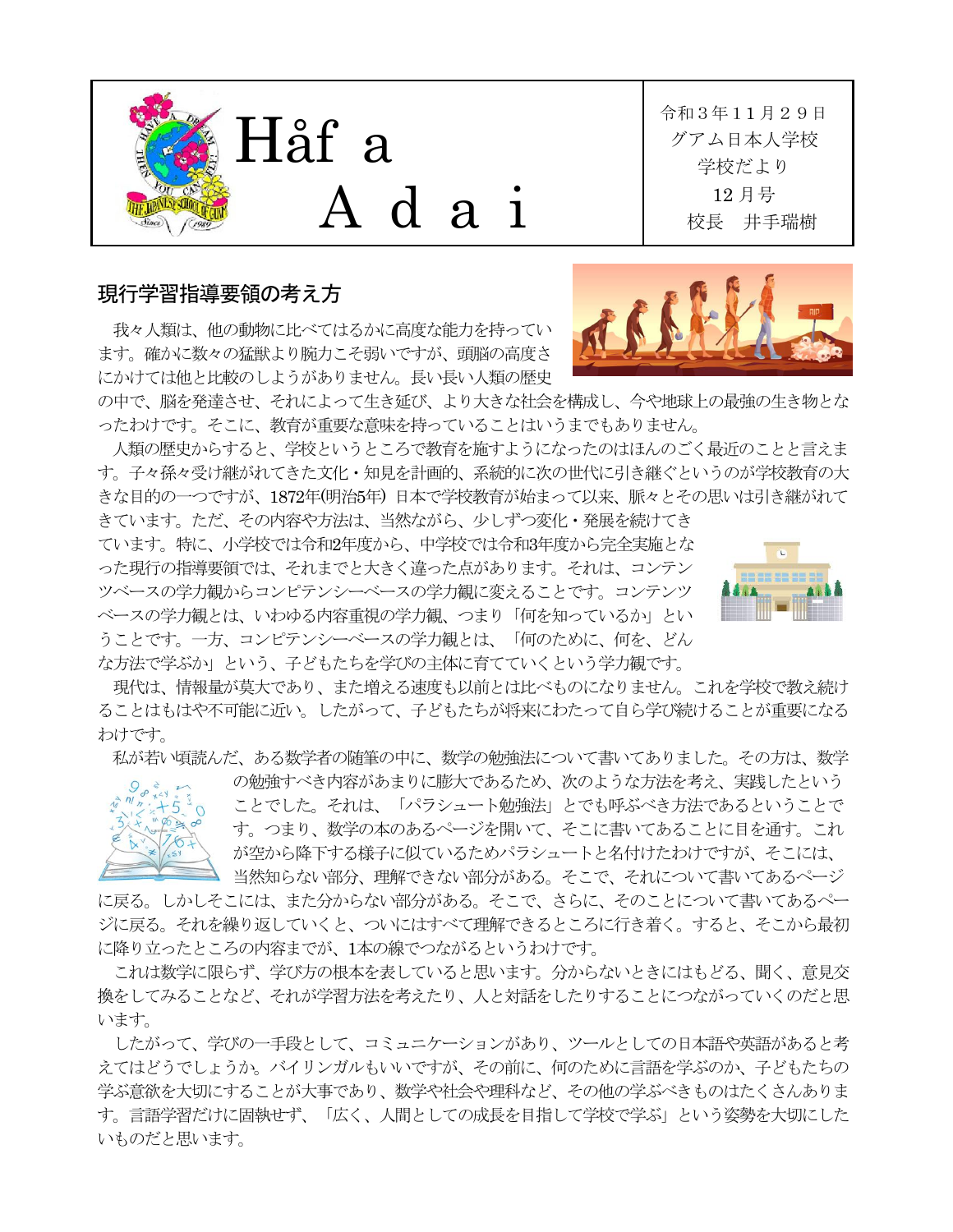# Håf a Adai

令和３年１１月２９日
グアム日本人学校
学校だより
12 月号
校長　井手瑞樹

## 現行学習指導要領の考え方

我々人類は、他の動物に比べてはるかに高度な能力を持っています。確かに数々の猛獣より腕力こそ弱いですが、頭脳の高度さにかけては他と比較のしようがありません。長い長い人類の歴史の中で、脳を発達させ、それによって生き延び、より大きな社会を構成し、今や地球上の最強の生き物となったわけです。そこに、教育が重要な意味を持っていることはいうまでもありません。

人類の歴史からすると、学校というところで教育を施すようになったのはほんのごく最近のことと言えます。子々孫々受け継がれてきた文化・知見を計画的、系統的に次の世代に引き継ぐというのが学校教育の大きな目的の一つですが、1872年(明治5年) 日本で学校教育が始まって以来、脈々とその思いは引き継がれてきています。ただ、その内容や方法は、当然ながら、少しずつ変化・発展を続けてきています。特に、小学校では令和2年度から、中学校では令和3年度から完全実施となった現行の指導要領では、それまでと大きく違った点があります。それは、コンテンツベースの学力観からコンピテンシーベースの学力観に変えることです。コンテンツベースの学力観とは、いわゆる内容重視の学力観、つまり「何を知っているか」ということです。一方、コンピテンシーベースの学力観とは、「何のために、何を、どんな方法で学ぶか」という、子どもたちを学びの主体に育てていくという学力観です。

現代は、情報量が莫大であり、また増える速度も以前とは比べものになりません。これを学校で教え続けることはもはや不可能に近い。したがって、子どもたちが将来にわたって自ら学び続けることが重要になるわけです。

私が若い頃読んだ、ある数学者の随筆の中に、数学の勉強法について書いてありました。その方は、数学の勉強すべき内容があまりに膨大であるため、次のような方法を考え、実践したということでした。それは、「パラシュート勉強法」とでも呼ぶべき方法であるということです。つまり、数学の本のあるページを開いて、そこに書いてあることに目を通す。これが空から降下する様子に似ているためパラシュートと名付けたわけですが、そこには、当然知らない部分、理解できない部分がある。そこで、それについて書いてあるページに戻る。しかしそこには、また分からない部分がある。そこで、さらに、そのことについて書いてあるページに戻る。それを繰り返していくと、ついにはすべて理解できるところに行き着く。すると、そこから最初に降り立ったところの内容までが、1本の線でつながるというわけです。

これは数学に限らず、学び方の根本を表していると思います。分からないときにはもどる、聞く、意見交換をしてみることなど、それが学習方法を考えたり、人と対話をしたりすることにつながっていくのだと思います。

したがって、学びの一手段として、コミュニケーションがあり、ツールとしての日本語や英語があると考えてはどうでしょうか。バイリンガルもいいですが、その前に、何のために言語を学ぶのか、子どもたちの学ぶ意欲を大切にすることが大事であり、数学や社会や理科など、その他の学ぶべきものはたくさんあります。言語学習だけに固執せず、「広く、人間としての成長を目指して学校で学ぶ」という姿勢を大切にしたいものだと思います。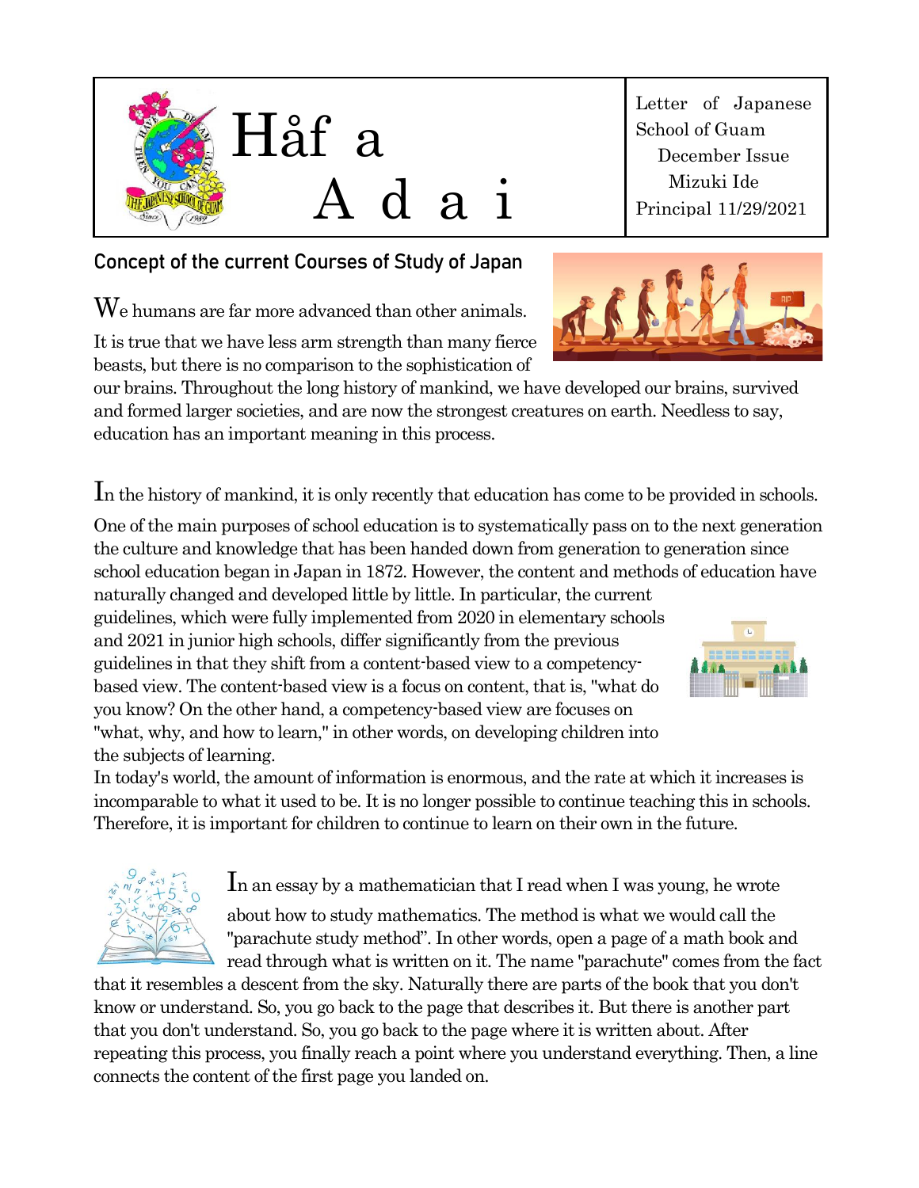# Håf a Adai

Letter of Japanese School of Guam
December Issue
Mizuki Ide
Principal 11/29/2021

## Concept of the current Courses of Study of Japan

We humans are far more advanced than other animals. It is true that we have less arm strength than many fierce beasts, but there is no comparison to the sophistication of our brains. Throughout the long history of mankind, we have developed our brains, survived and formed larger societies, and are now the strongest creatures on earth. Needless to say, education has an important meaning in this process.

In the history of mankind, it is only recently that education has come to be provided in schools. One of the main purposes of school education is to systematically pass on to the next generation the culture and knowledge that has been handed down from generation to generation since school education began in Japan in 1872. However, the content and methods of education have naturally changed and developed little by little. In particular, the current guidelines, which were fully implemented from 2020 in elementary schools and 2021 in junior high schools, differ significantly from the previous guidelines in that they shift from a content-based view to a competency-based view. The content-based view is a focus on content, that is, "what do you know? On the other hand, a competency-based view are focuses on "what, why, and how to learn," in other words, on developing children into the subjects of learning.
In today's world, the amount of information is enormous, and the rate at which it increases is incomparable to what it used to be. It is no longer possible to continue teaching this in schools. Therefore, it is important for children to continue to learn on their own in the future.

In an essay by a mathematician that I read when I was young, he wrote about how to study mathematics. The method is what we would call the "parachute study method". In other words, open a page of a math book and read through what is written on it. The name "parachute" comes from the fact that it resembles a descent from the sky. Naturally there are parts of the book that you don't know or understand. So, you go back to the page that describes it. But there is another part that you don't understand. So, you go back to the page where it is written about. After repeating this process, you finally reach a point where you understand everything. Then, a line connects the content of the first page you landed on.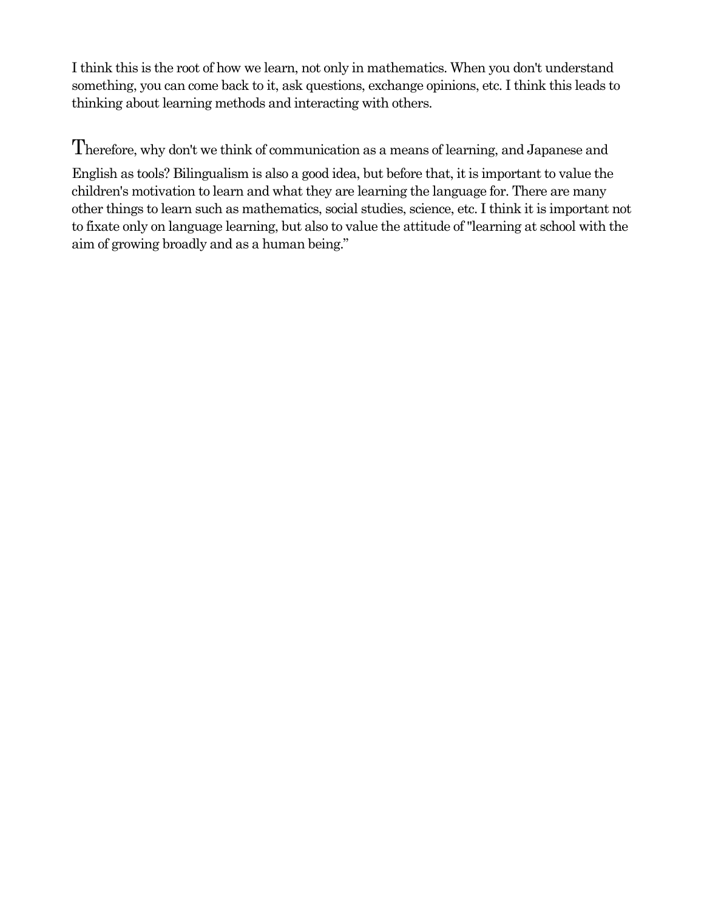I think this is the root of how we learn, not only in mathematics. When you don't understand something, you can come back to it, ask questions, exchange opinions, etc. I think this leads to thinking about learning methods and interacting with others.

Therefore, why don't we think of communication as a means of learning, and Japanese and English as tools? Bilingualism is also a good idea, but before that, it is important to value the children's motivation to learn and what they are learning the language for. There are many other things to learn such as mathematics, social studies, science, etc. I think it is important not to fixate only on language learning, but also to value the attitude of "learning at school with the aim of growing broadly and as a human being."